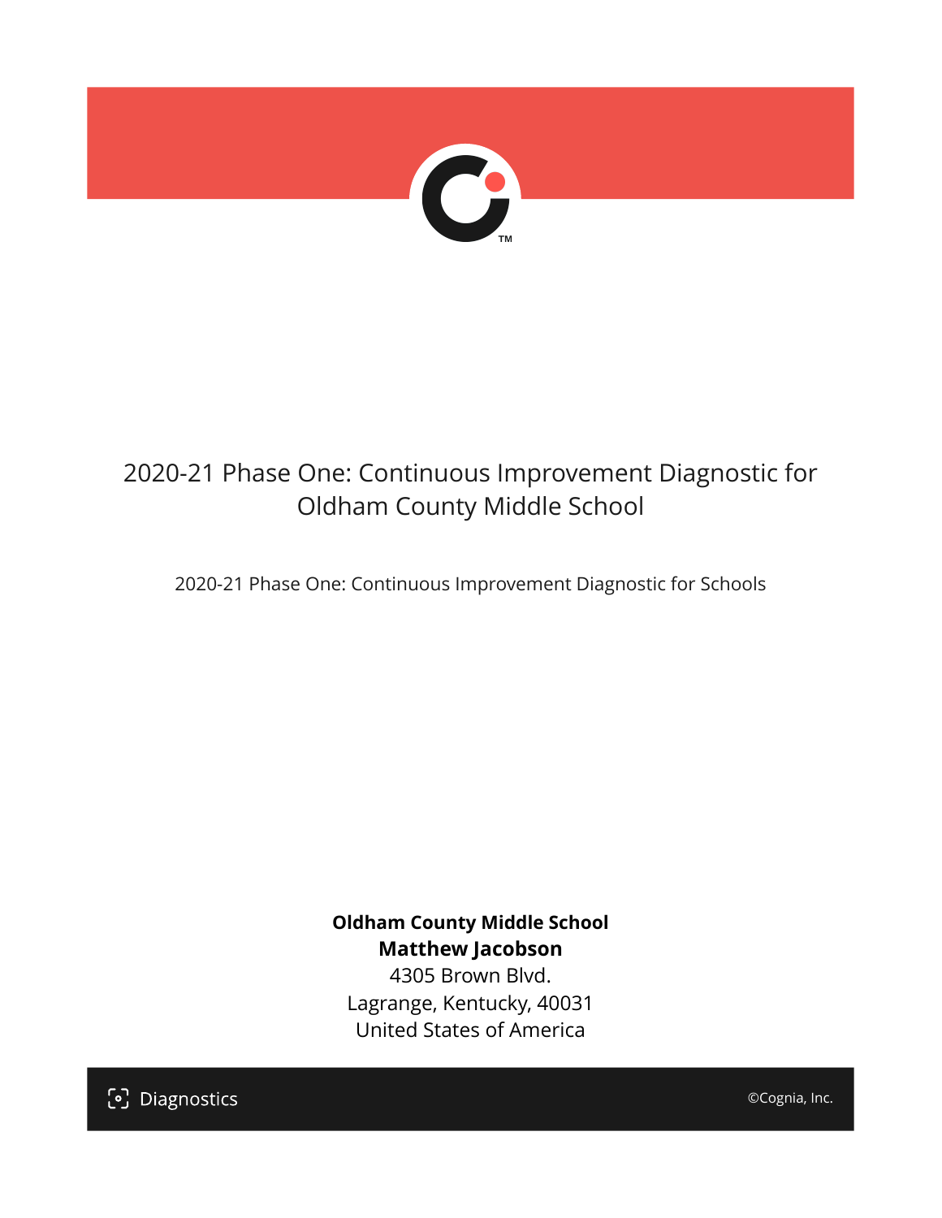# 2020-21 Phase One: Continuous Improvement Diagnostic for Oldham County Middle School

2020-21 Phase One: Continuous Improvement Diagnostic for Schools

**Oldham County Middle School**
**Matthew Jacobson**
4305 Brown Blvd.
Lagrange, Kentucky, 40031
United States of America

Diagnostics

©Cognia, Inc.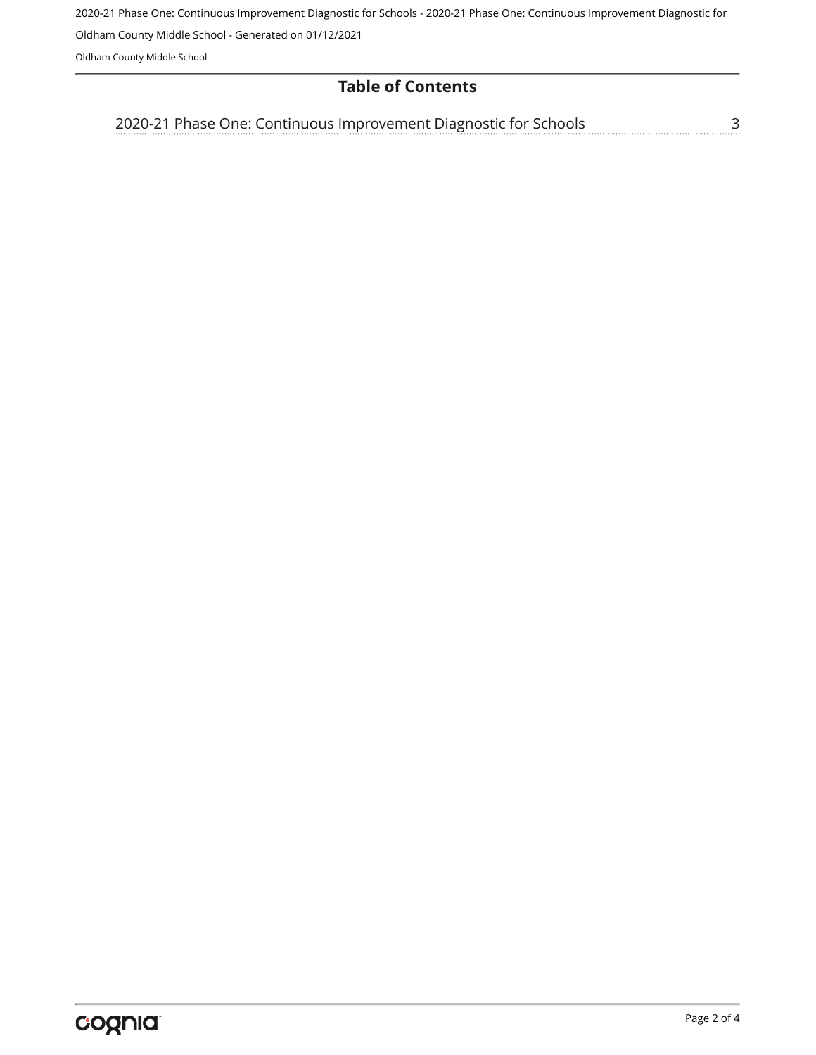# Table of Contents

2020-21 Phase One: Continuous Improvement Diagnostic for Schools ........ 3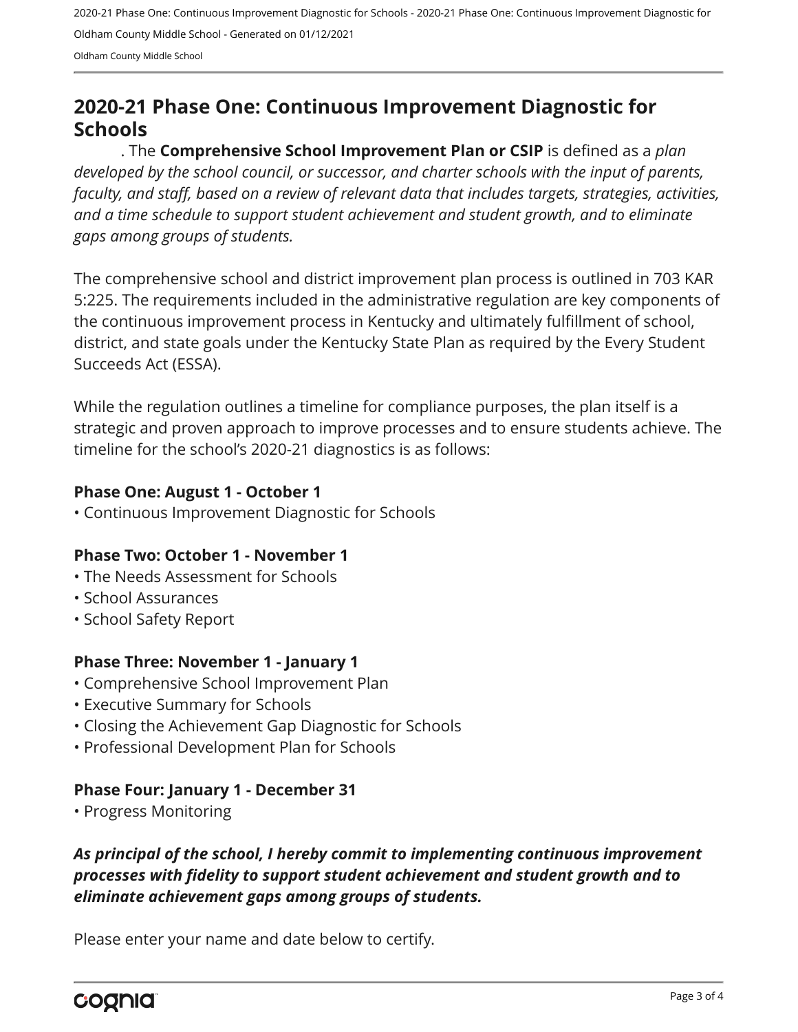## 2020-21 Phase One: Continuous Improvement Diagnostic for Schools

. The **Comprehensive School Improvement Plan or CSIP** is defined as a *plan developed by the school council, or successor, and charter schools with the input of parents, faculty, and staff, based on a review of relevant data that includes targets, strategies, activities, and a time schedule to support student achievement and student growth, and to eliminate gaps among groups of students.*

The comprehensive school and district improvement plan process is outlined in 703 KAR 5:225. The requirements included in the administrative regulation are key components of the continuous improvement process in Kentucky and ultimately fulfillment of school, district, and state goals under the Kentucky State Plan as required by the Every Student Succeeds Act (ESSA).

While the regulation outlines a timeline for compliance purposes, the plan itself is a strategic and proven approach to improve processes and to ensure students achieve. The timeline for the school's 2020-21 diagnostics is as follows:

**Phase One: August 1 - October 1**

- Continuous Improvement Diagnostic for Schools

**Phase Two: October 1 - November 1**

- The Needs Assessment for Schools
- School Assurances
- School Safety Report

**Phase Three: November 1 - January 1**

- Comprehensive School Improvement Plan
- Executive Summary for Schools
- Closing the Achievement Gap Diagnostic for Schools
- Professional Development Plan for Schools

**Phase Four: January 1 - December 31**

- Progress Monitoring

***As principal of the school, I hereby commit to implementing continuous improvement processes with fidelity to support student achievement and student growth and to eliminate achievement gaps among groups of students.***

Please enter your name and date below to certify.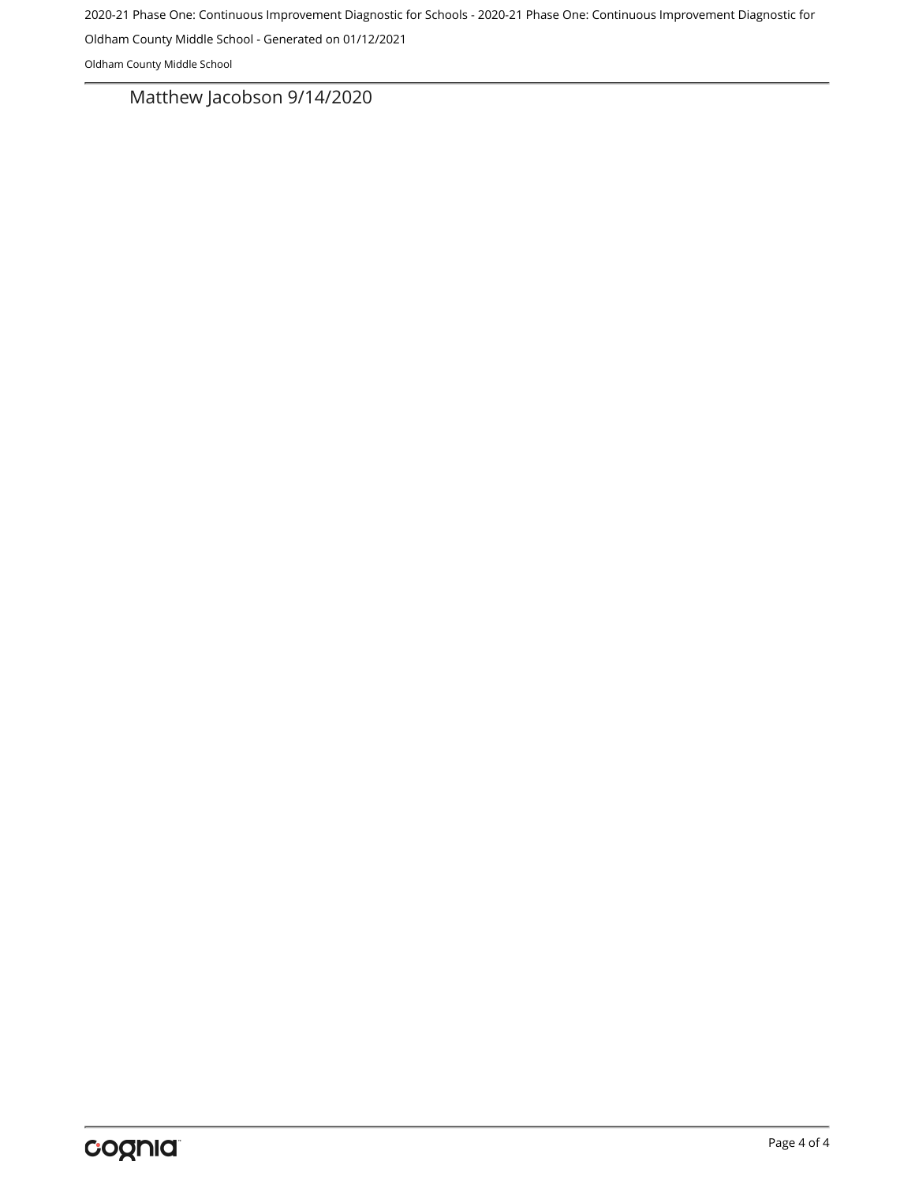Matthew Jacobson 9/14/2020